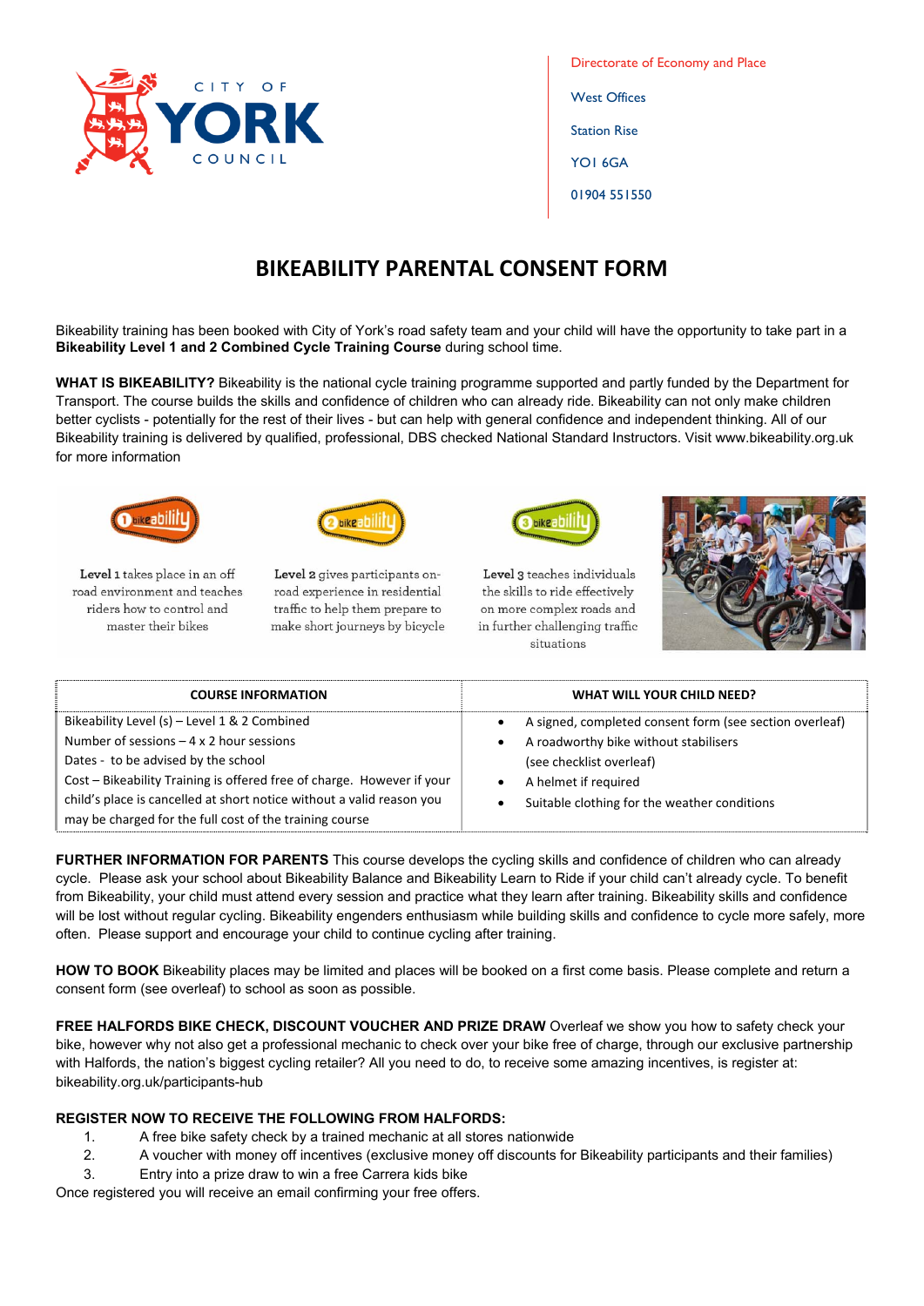CITY OF YORK COUNCIL

Directorate of Economy and Place

West Offices

Station Rise

YO1 6GA

01904 551550

# BIKEABILITY PARENTAL CONSENT FORM

Bikeability training has been booked with City of York's road safety team and your child will have the opportunity to take part in a **Bikeability Level 1 and 2 Combined Cycle Training Course** during school time.

**WHAT IS BIKEABILITY?** Bikeability is the national cycle training programme supported and partly funded by the Department for Transport. The course builds the skills and confidence of children who can already ride. Bikeability can not only make children better cyclists - potentially for the rest of their lives - but can help with general confidence and independent thinking. All of our Bikeability training is delivered by qualified, professional, DBS checked National Standard Instructors. Visit www.bikeability.org.uk for more information

**Level 1** takes place in an off road environment and teaches riders how to control and master their bikes

**Level 2** gives participants on-road experience in residential traffic to help them prepare to make short journeys by bicycle

**Level 3** teaches individuals the skills to ride effectively on more complex roads and in further challenging traffic situations

| COURSE INFORMATION | WHAT WILL YOUR CHILD NEED? |
|---|---|
| Bikeability Level (s) – Level 1 & 2 Combined<br>Number of sessions – 4 x 2 hour sessions<br>Dates - to be advised by the school<br>Cost – Bikeability Training is offered free of charge. However if your child's place is cancelled at short notice without a valid reason you may be charged for the full cost of the training course | • A signed, completed consent form (see section overleaf)<br>• A roadworthy bike without stabilisers (see checklist overleaf)<br>• A helmet if required<br>• Suitable clothing for the weather conditions |

**FURTHER INFORMATION FOR PARENTS** This course develops the cycling skills and confidence of children who can already cycle. Please ask your school about Bikeability Balance and Bikeability Learn to Ride if your child can't already cycle. To benefit from Bikeability, your child must attend every session and practice what they learn after training. Bikeability skills and confidence will be lost without regular cycling. Bikeability engenders enthusiasm while building skills and confidence to cycle more safely, more often. Please support and encourage your child to continue cycling after training.

**HOW TO BOOK** Bikeability places may be limited and places will be booked on a first come basis. Please complete and return a consent form (see overleaf) to school as soon as possible.

**FREE HALFORDS BIKE CHECK, DISCOUNT VOUCHER AND PRIZE DRAW** Overleaf we show you how to safety check your bike, however why not also get a professional mechanic to check over your bike free of charge, through our exclusive partnership with Halfords, the nation's biggest cycling retailer? All you need to do, to receive some amazing incentives, is register at: bikeability.org.uk/participants-hub

**REGISTER NOW TO RECEIVE THE FOLLOWING FROM HALFORDS:**

1. A free bike safety check by a trained mechanic at all stores nationwide
2. A voucher with money off incentives (exclusive money off discounts for Bikeability participants and their families)
3. Entry into a prize draw to win a free Carrera kids bike

Once registered you will receive an email confirming your free offers.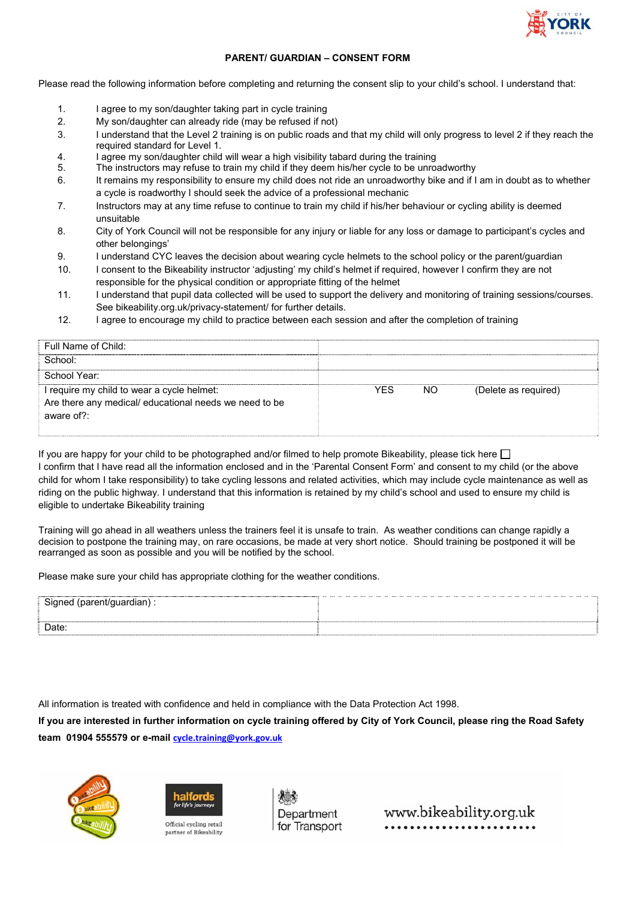## PARENT/ GUARDIAN – CONSENT FORM

Please read the following information before completing and returning the consent slip to your child's school. I understand that:

1. I agree to my son/daughter taking part in cycle training
2. My son/daughter can already ride (may be refused if not)
3. I understand that the Level 2 training is on public roads and that my child will only progress to level 2 if they reach the required standard for Level 1.
4. I agree my son/daughter child will wear a high visibility tabard during the training
5. The instructors may refuse to train my child if they deem his/her cycle to be unroadworthy
6. It remains my responsibility to ensure my child does not ride an unroadworthy bike and if I am in doubt as to whether a cycle is roadworthy I should seek the advice of a professional mechanic
7. Instructors may at any time refuse to continue to train my child if his/her behaviour or cycling ability is deemed unsuitable
8. City of York Council will not be responsible for any injury or liable for any loss or damage to participant's cycles and other belongings'
9. I understand CYC leaves the decision about wearing cycle helmets to the school policy or the parent/guardian
10. I consent to the Bikeability instructor 'adjusting' my child's helmet if required, however I confirm they are not responsible for the physical condition or appropriate fitting of the helmet
11. I understand that pupil data collected will be used to support the delivery and monitoring of training sessions/courses. See bikeability.org.uk/privacy-statement/ for further details.
12. I agree to encourage my child to practice between each session and after the completion of training

| Full Name of Child: | |
|---|---|
| School: | |
| School Year: | |
| I require my child to wear a cycle helmet:<br>Are there any medical/ educational needs we need to be aware of?: | YES NO (Delete as required) |

If you are happy for your child to be photographed and/or filmed to help promote Bikeability, please tick here ☐

I confirm that I have read all the information enclosed and in the 'Parental Consent Form' and consent to my child (or the above child for whom I take responsibility) to take cycling lessons and related activities, which may include cycle maintenance as well as riding on the public highway. I understand that this information is retained by my child's school and used to ensure my child is eligible to undertake Bikeability training

Training will go ahead in all weathers unless the trainers feel it is unsafe to train. As weather conditions can change rapidly a decision to postpone the training may, on rare occasions, be made at very short notice. Should training be postponed it will be rearranged as soon as possible and you will be notified by the school.

Please make sure your child has appropriate clothing for the weather conditions.

| Signed (parent/guardian) : | |
|---|---|
| Date: | |

All information is treated with confidence and held in compliance with the Data Protection Act 1998.

**If you are interested in further information on cycle training offered by City of York Council, please ring the Road Safety team 01904 555579 or e-mail cycle.training@york.gov.uk**

Official cycling retail partner of Bikeability

www.bikeability.org.uk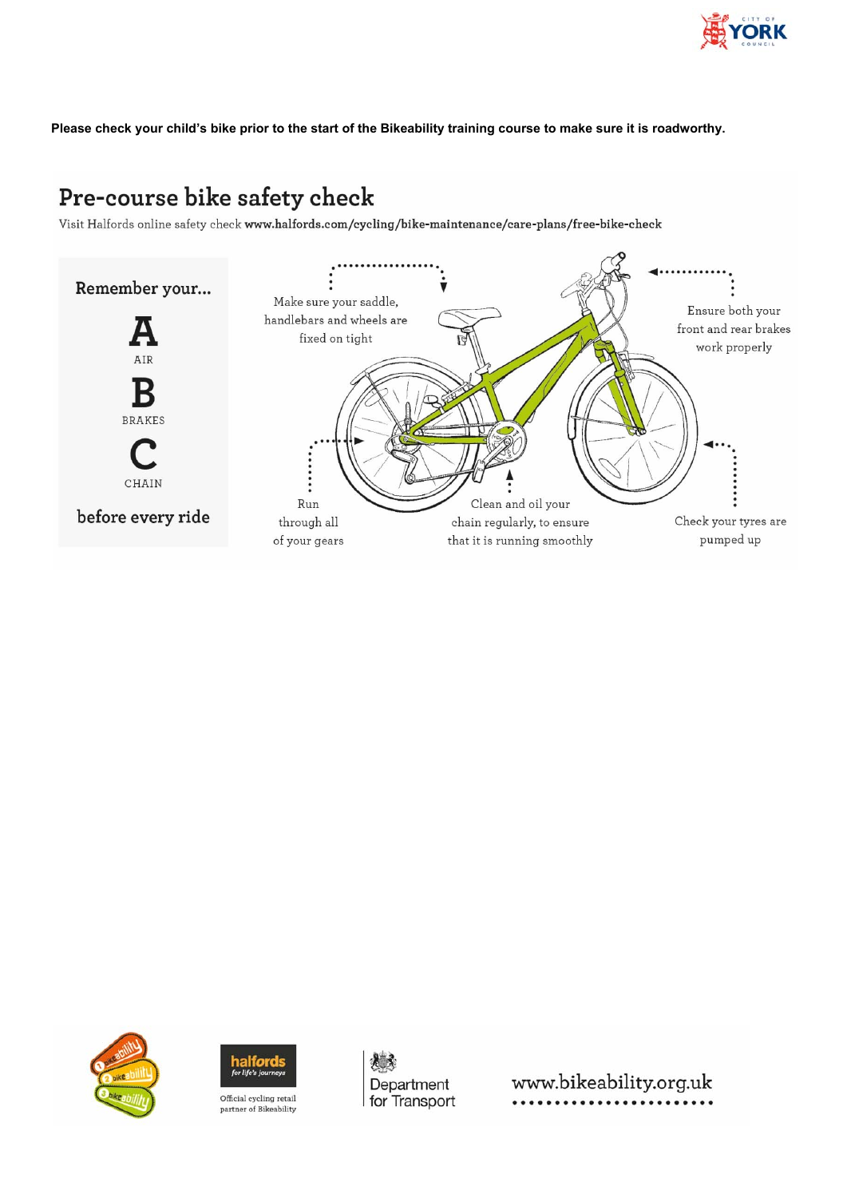**Please check your child's bike prior to the start of the Bikeability training course to make sure it is roadworthy.**

# Pre-course bike safety check

Visit Halfords online safety check **www.halfords.com/cycling/bike-maintenance/care-plans/free-bike-check**

Remember your...

**A** AIR

**B** BRAKES

**C** CHAIN

before every ride

Make sure your saddle, handlebars and wheels are fixed on tight

Ensure both your front and rear brakes work properly

Run through all of your gears

Clean and oil your chain regularly, to ensure that it is running smoothly

Check your tyres are pumped up

halfords for life's journeys

Official cycling retail partner of Bikeability

Department for Transport

www.bikeability.org.uk